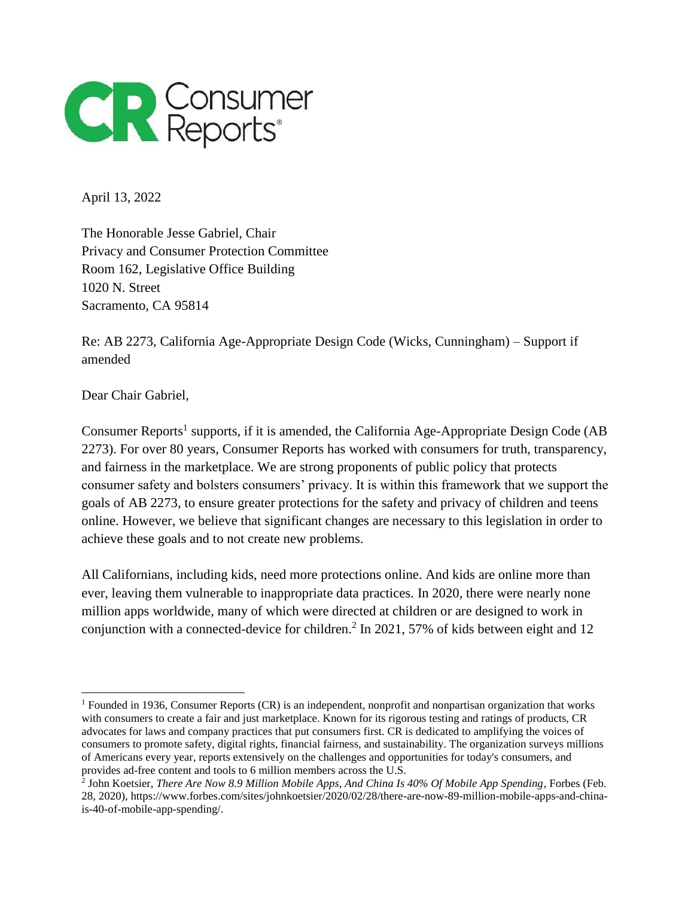Consumer Reports

April 13, 2022

The Honorable Jesse Gabriel, Chair
Privacy and Consumer Protection Committee
Room 162, Legislative Office Building
1020 N. Street
Sacramento, CA 95814

Re: AB 2273, California Age-Appropriate Design Code (Wicks, Cunningham) – Support if amended

Dear Chair Gabriel,

Consumer Reports[1] supports, if it is amended, the California Age-Appropriate Design Code (AB 2273). For over 80 years, Consumer Reports has worked with consumers for truth, transparency, and fairness in the marketplace. We are strong proponents of public policy that protects consumer safety and bolsters consumers' privacy. It is within this framework that we support the goals of AB 2273, to ensure greater protections for the safety and privacy of children and teens online. However, we believe that significant changes are necessary to this legislation in order to achieve these goals and to not create new problems.

All Californians, including kids, need more protections online. And kids are online more than ever, leaving them vulnerable to inappropriate data practices. In 2020, there were nearly none million apps worldwide, many of which were directed at children or are designed to work in conjunction with a connected-device for children.[2] In 2021, 57% of kids between eight and 12

---

[1] Founded in 1936, Consumer Reports (CR) is an independent, nonprofit and nonpartisan organization that works with consumers to create a fair and just marketplace. Known for its rigorous testing and ratings of products, CR advocates for laws and company practices that put consumers first. CR is dedicated to amplifying the voices of consumers to promote safety, digital rights, financial fairness, and sustainability. The organization surveys millions of Americans every year, reports extensively on the challenges and opportunities for today's consumers, and provides ad-free content and tools to 6 million members across the U.S.

[2] John Koetsier, *There Are Now 8.9 Million Mobile Apps, And China Is 40% Of Mobile App Spending*, Forbes (Feb. 28, 2020), https://www.forbes.com/sites/johnkoetsier/2020/02/28/there-are-now-89-million-mobile-apps-and-china-is-40-of-mobile-app-spending/.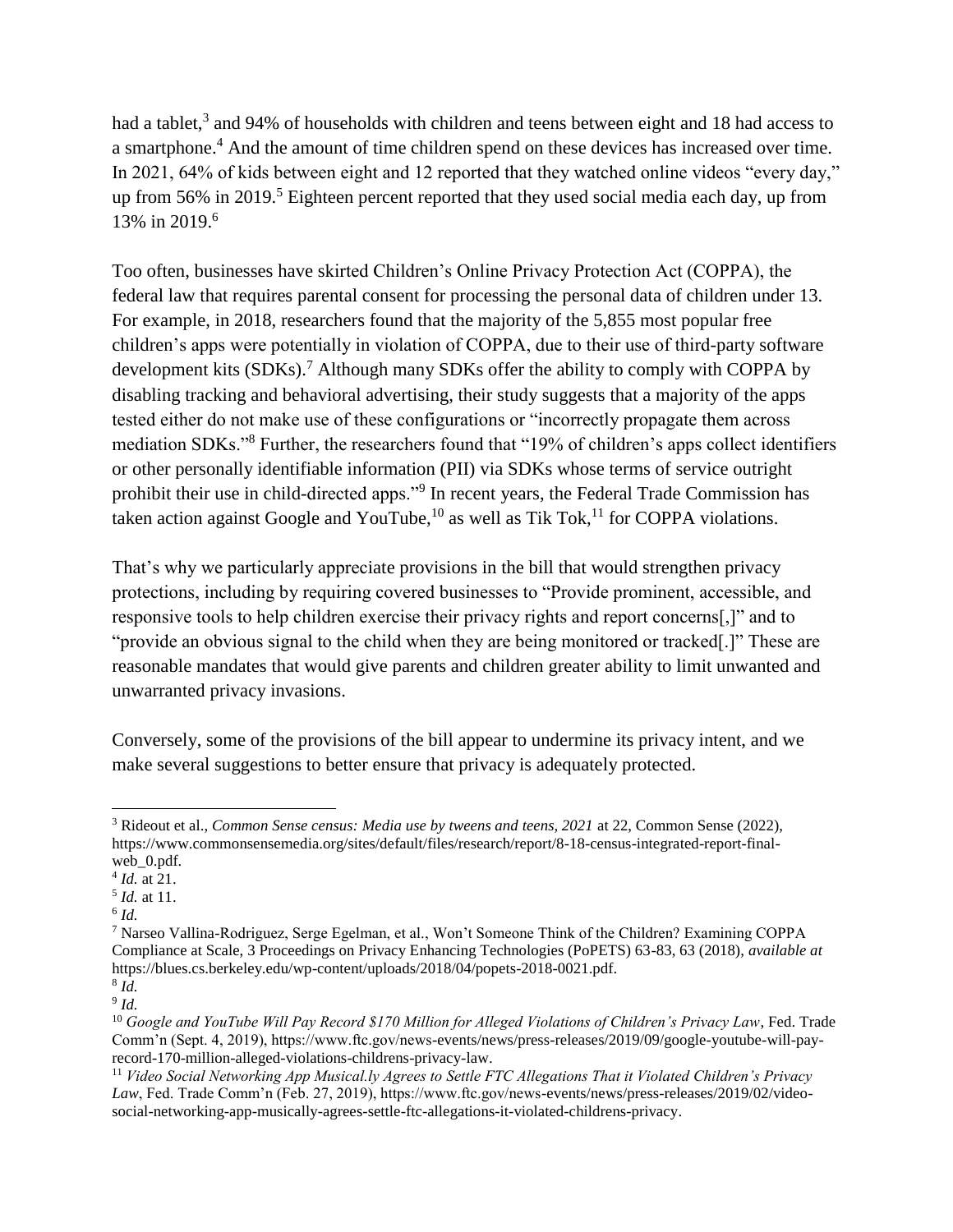had a tablet,[3] and 94% of households with children and teens between eight and 18 had access to a smartphone.[4] And the amount of time children spend on these devices has increased over time. In 2021, 64% of kids between eight and 12 reported that they watched online videos "every day," up from 56% in 2019.[5] Eighteen percent reported that they used social media each day, up from 13% in 2019.[6]

Too often, businesses have skirted Children's Online Privacy Protection Act (COPPA), the federal law that requires parental consent for processing the personal data of children under 13. For example, in 2018, researchers found that the majority of the 5,855 most popular free children's apps were potentially in violation of COPPA, due to their use of third-party software development kits (SDKs).[7] Although many SDKs offer the ability to comply with COPPA by disabling tracking and behavioral advertising, their study suggests that a majority of the apps tested either do not make use of these configurations or "incorrectly propagate them across mediation SDKs."[8] Further, the researchers found that "19% of children's apps collect identifiers or other personally identifiable information (PII) via SDKs whose terms of service outright prohibit their use in child-directed apps."[9] In recent years, the Federal Trade Commission has taken action against Google and YouTube,[10] as well as Tik Tok,[11] for COPPA violations.

That's why we particularly appreciate provisions in the bill that would strengthen privacy protections, including by requiring covered businesses to "Provide prominent, accessible, and responsive tools to help children exercise their privacy rights and report concerns[,]" and to "provide an obvious signal to the child when they are being monitored or tracked[.]" These are reasonable mandates that would give parents and children greater ability to limit unwanted and unwarranted privacy invasions.

Conversely, some of the provisions of the bill appear to undermine its privacy intent, and we make several suggestions to better ensure that privacy is adequately protected.

---

[3] Rideout et al., *Common Sense census: Media use by tweens and teens, 2021* at 22, Common Sense (2022), https://www.commonsensemedia.org/sites/default/files/research/report/8-18-census-integrated-report-final-web_0.pdf.

[4] *Id.* at 21.

[5] *Id.* at 11.

[6] *Id.*

[7] Narseo Vallina-Rodriguez, Serge Egelman, et al., Won't Someone Think of the Children? Examining COPPA Compliance at Scale, 3 Proceedings on Privacy Enhancing Technologies (PoPETS) 63-83, 63 (2018), *available at* https://blues.cs.berkeley.edu/wp-content/uploads/2018/04/popets-2018-0021.pdf.

[8] *Id.*

[9] *Id.*

[10] *Google and YouTube Will Pay Record $170 Million for Alleged Violations of Children's Privacy Law*, Fed. Trade Comm'n (Sept. 4, 2019), https://www.ftc.gov/news-events/news/press-releases/2019/09/google-youtube-will-pay-record-170-million-alleged-violations-childrens-privacy-law.

[11] *Video Social Networking App Musical.ly Agrees to Settle FTC Allegations That it Violated Children's Privacy Law*, Fed. Trade Comm'n (Feb. 27, 2019), https://www.ftc.gov/news-events/news/press-releases/2019/02/video-social-networking-app-musically-agrees-settle-ftc-allegations-it-violated-childrens-privacy.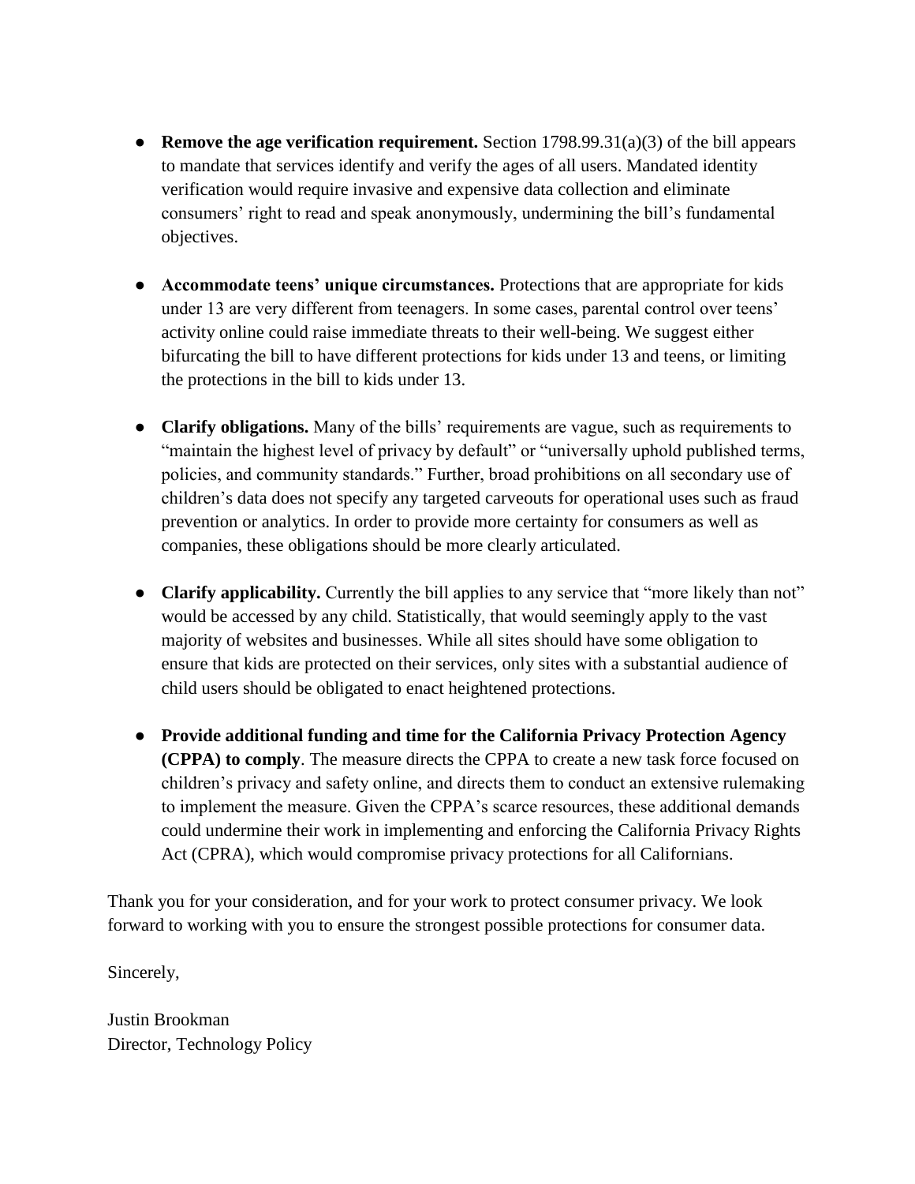- **Remove the age verification requirement.** Section 1798.99.31(a)(3) of the bill appears to mandate that services identify and verify the ages of all users. Mandated identity verification would require invasive and expensive data collection and eliminate consumers' right to read and speak anonymously, undermining the bill's fundamental objectives.

- **Accommodate teens' unique circumstances.** Protections that are appropriate for kids under 13 are very different from teenagers. In some cases, parental control over teens' activity online could raise immediate threats to their well-being. We suggest either bifurcating the bill to have different protections for kids under 13 and teens, or limiting the protections in the bill to kids under 13.

- **Clarify obligations.** Many of the bills' requirements are vague, such as requirements to "maintain the highest level of privacy by default" or "universally uphold published terms, policies, and community standards." Further, broad prohibitions on all secondary use of children's data does not specify any targeted carveouts for operational uses such as fraud prevention or analytics. In order to provide more certainty for consumers as well as companies, these obligations should be more clearly articulated.

- **Clarify applicability.** Currently the bill applies to any service that "more likely than not" would be accessed by any child. Statistically, that would seemingly apply to the vast majority of websites and businesses. While all sites should have some obligation to ensure that kids are protected on their services, only sites with a substantial audience of child users should be obligated to enact heightened protections.

- **Provide additional funding and time for the California Privacy Protection Agency (CPPA) to comply**. The measure directs the CPPA to create a new task force focused on children's privacy and safety online, and directs them to conduct an extensive rulemaking to implement the measure. Given the CPPA's scarce resources, these additional demands could undermine their work in implementing and enforcing the California Privacy Rights Act (CPRA), which would compromise privacy protections for all Californians.

Thank you for your consideration, and for your work to protect consumer privacy. We look forward to working with you to ensure the strongest possible protections for consumer data.

Sincerely,

Justin Brookman
Director, Technology Policy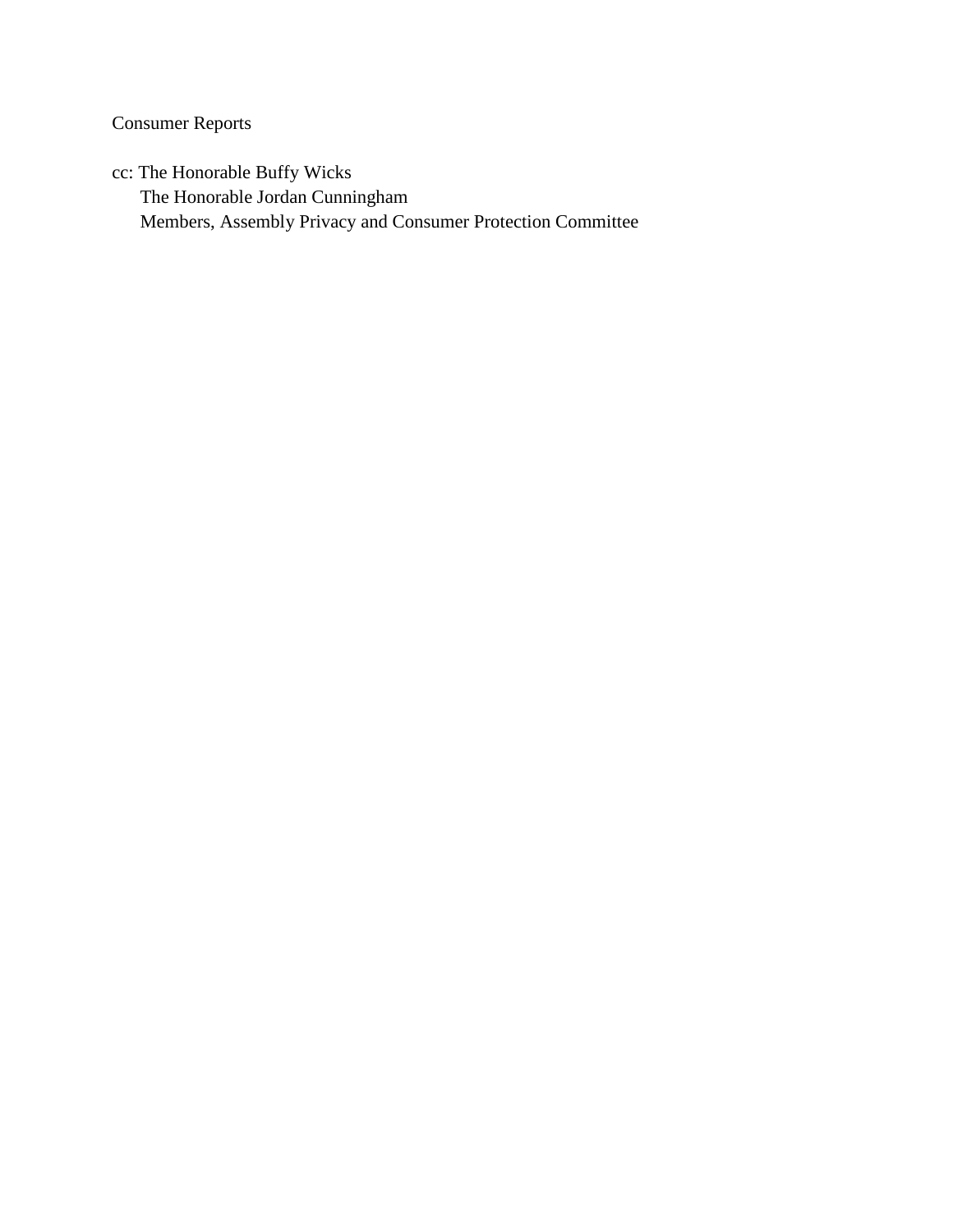Consumer Reports

cc: The Honorable Buffy Wicks
The Honorable Jordan Cunningham
Members, Assembly Privacy and Consumer Protection Committee